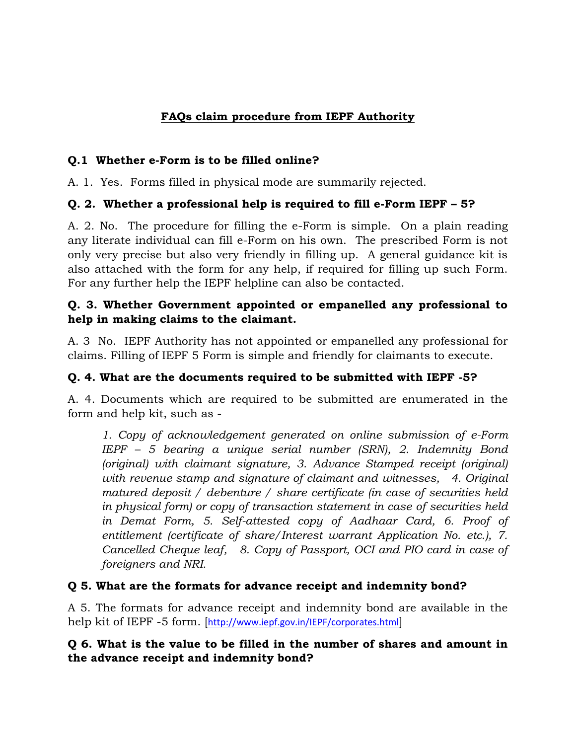# FAQs claim procedure from IEPF Authority

**Q.1 Whether e-Form is to be filled online?**

A. 1. Yes. Forms filled in physical mode are summarily rejected.

**Q. 2. Whether a professional help is required to fill e-Form IEPF – 5?**

A. 2. No. The procedure for filling the e-Form is simple. On a plain reading any literate individual can fill e-Form on his own. The prescribed Form is not only very precise but also very friendly in filling up. A general guidance kit is also attached with the form for any help, if required for filling up such Form. For any further help the IEPF helpline can also be contacted.

**Q. 3. Whether Government appointed or empanelled any professional to help in making claims to the claimant.**

A. 3 No. IEPF Authority has not appointed or empanelled any professional for claims. Filling of IEPF 5 Form is simple and friendly for claimants to execute.

**Q. 4. What are the documents required to be submitted with IEPF -5?**

A. 4. Documents which are required to be submitted are enumerated in the form and help kit, such as -

> *1. Copy of acknowledgement generated on online submission of e-Form IEPF – 5 bearing a unique serial number (SRN), 2. Indemnity Bond (original) with claimant signature, 3. Advance Stamped receipt (original) with revenue stamp and signature of claimant and witnesses, 4. Original matured deposit / debenture / share certificate (in case of securities held in physical form) or copy of transaction statement in case of securities held in Demat Form, 5. Self-attested copy of Aadhaar Card, 6. Proof of entitlement (certificate of share/Interest warrant Application No. etc.), 7. Cancelled Cheque leaf, 8. Copy of Passport, OCI and PIO card in case of foreigners and NRI.*

**Q 5. What are the formats for advance receipt and indemnity bond?**

A 5. The formats for advance receipt and indemnity bond are available in the help kit of IEPF -5 form. [http://www.iepf.gov.in/IEPF/corporates.html]

**Q 6. What is the value to be filled in the number of shares and amount in the advance receipt and indemnity bond?**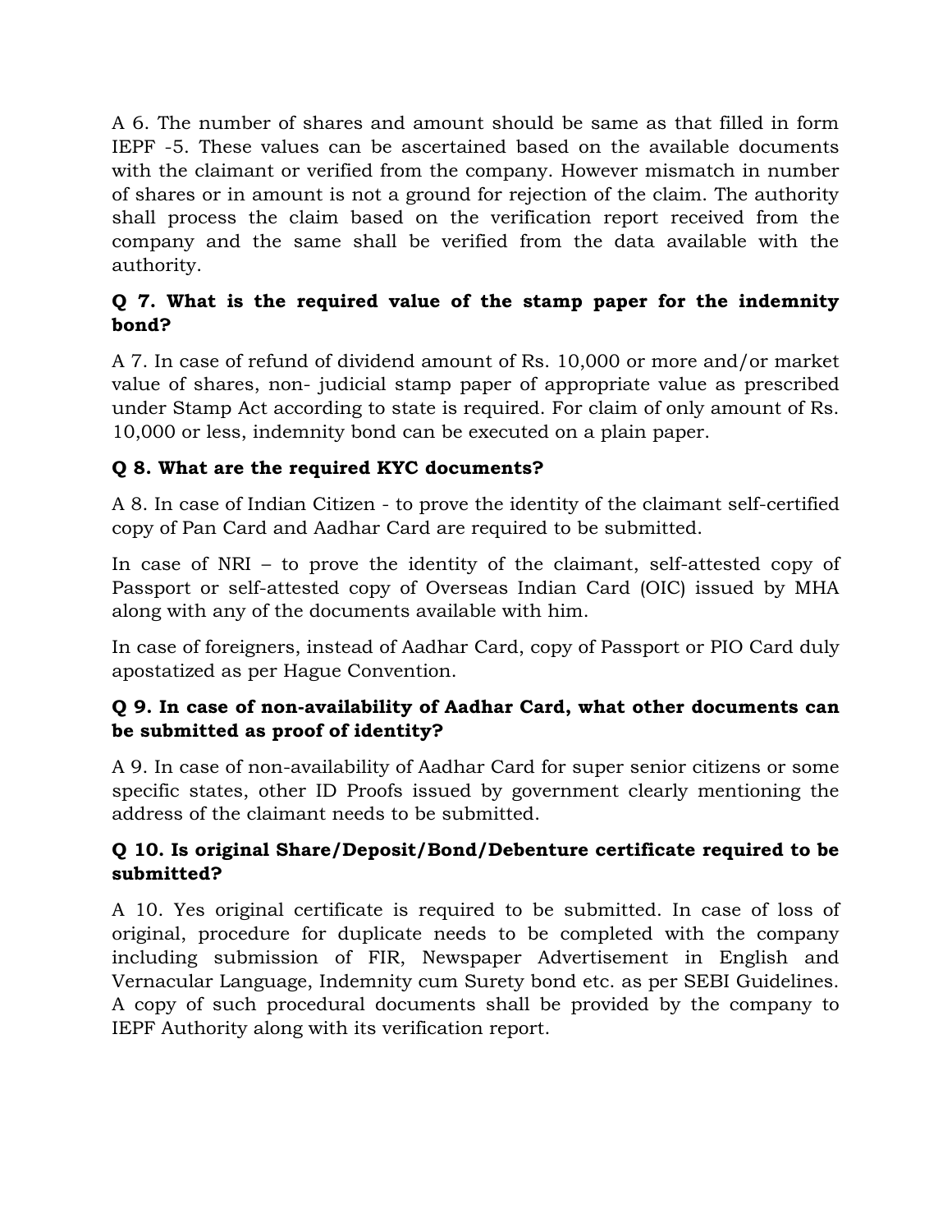A 6. The number of shares and amount should be same as that filled in form IEPF -5. These values can be ascertained based on the available documents with the claimant or verified from the company. However mismatch in number of shares or in amount is not a ground for rejection of the claim. The authority shall process the claim based on the verification report received from the company and the same shall be verified from the data available with the authority.

**Q 7. What is the required value of the stamp paper for the indemnity bond?**

A 7. In case of refund of dividend amount of Rs. 10,000 or more and/or market value of shares, non- judicial stamp paper of appropriate value as prescribed under Stamp Act according to state is required. For claim of only amount of Rs. 10,000 or less, indemnity bond can be executed on a plain paper.

**Q 8. What are the required KYC documents?**

A 8. In case of Indian Citizen - to prove the identity of the claimant self-certified copy of Pan Card and Aadhar Card are required to be submitted.

In case of NRI – to prove the identity of the claimant, self-attested copy of Passport or self-attested copy of Overseas Indian Card (OIC) issued by MHA along with any of the documents available with him.

In case of foreigners, instead of Aadhar Card, copy of Passport or PIO Card duly apostatized as per Hague Convention.

**Q 9. In case of non-availability of Aadhar Card, what other documents can be submitted as proof of identity?**

A 9. In case of non-availability of Aadhar Card for super senior citizens or some specific states, other ID Proofs issued by government clearly mentioning the address of the claimant needs to be submitted.

**Q 10. Is original Share/Deposit/Bond/Debenture certificate required to be submitted?**

A 10. Yes original certificate is required to be submitted. In case of loss of original, procedure for duplicate needs to be completed with the company including submission of FIR, Newspaper Advertisement in English and Vernacular Language, Indemnity cum Surety bond etc. as per SEBI Guidelines. A copy of such procedural documents shall be provided by the company to IEPF Authority along with its verification report.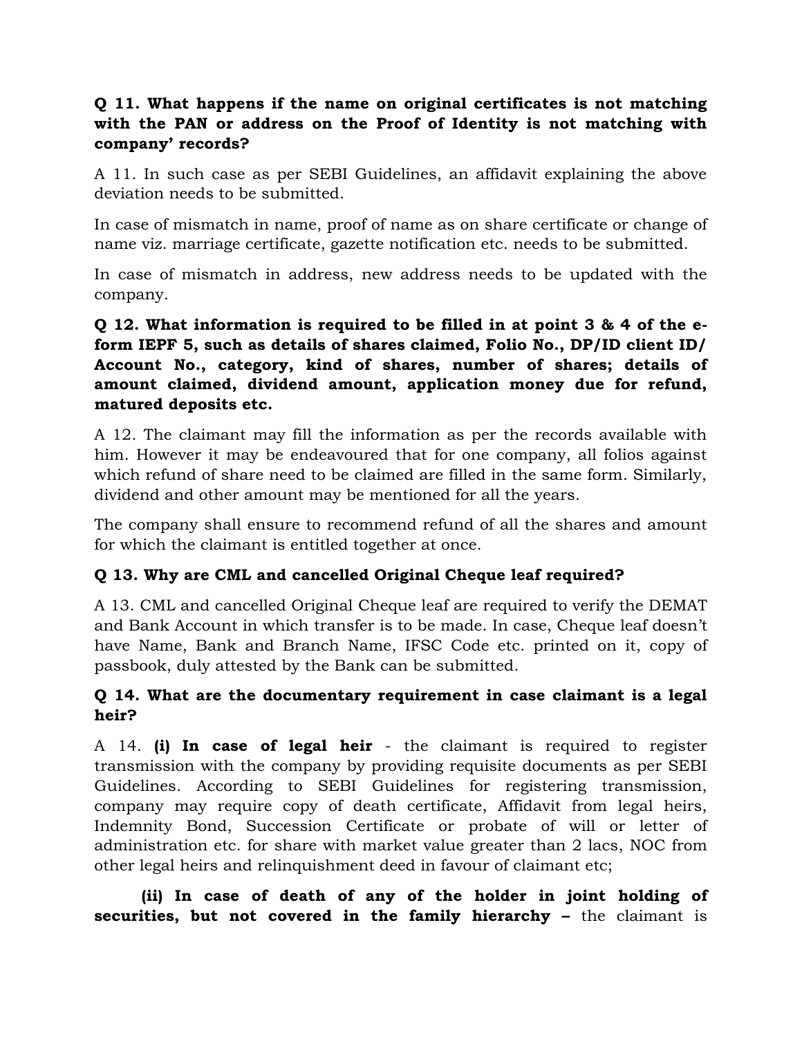**Q 11. What happens if the name on original certificates is not matching with the PAN or address on the Proof of Identity is not matching with company' records?**

A 11. In such case as per SEBI Guidelines, an affidavit explaining the above deviation needs to be submitted.

In case of mismatch in name, proof of name as on share certificate or change of name viz. marriage certificate, gazette notification etc. needs to be submitted.

In case of mismatch in address, new address needs to be updated with the company.

**Q 12. What information is required to be filled in at point 3 & 4 of the e-form IEPF 5, such as details of shares claimed, Folio No., DP/ID client ID/ Account No., category, kind of shares, number of shares; details of amount claimed, dividend amount, application money due for refund, matured deposits etc.**

A 12. The claimant may fill the information as per the records available with him. However it may be endeavoured that for one company, all folios against which refund of share need to be claimed are filled in the same form. Similarly, dividend and other amount may be mentioned for all the years.

The company shall ensure to recommend refund of all the shares and amount for which the claimant is entitled together at once.

**Q 13. Why are CML and cancelled Original Cheque leaf required?**

A 13. CML and cancelled Original Cheque leaf are required to verify the DEMAT and Bank Account in which transfer is to be made. In case, Cheque leaf doesn't have Name, Bank and Branch Name, IFSC Code etc. printed on it, copy of passbook, duly attested by the Bank can be submitted.

**Q 14. What are the documentary requirement in case claimant is a legal heir?**

A 14. **(i) In case of legal heir** - the claimant is required to register transmission with the company by providing requisite documents as per SEBI Guidelines. According to SEBI Guidelines for registering transmission, company may require copy of death certificate, Affidavit from legal heirs, Indemnity Bond, Succession Certificate or probate of will or letter of administration etc. for share with market value greater than 2 lacs, NOC from other legal heirs and relinquishment deed in favour of claimant etc;

**(ii) In case of death of any of the holder in joint holding of securities, but not covered in the family hierarchy –** the claimant is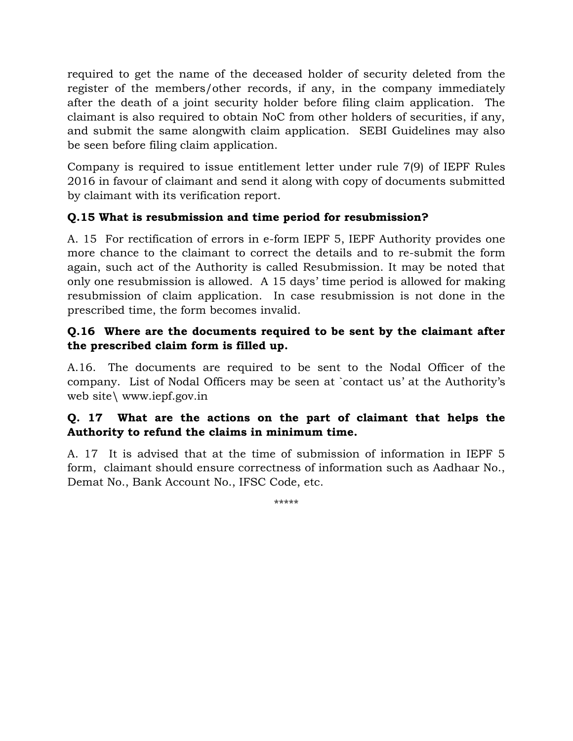required to get the name of the deceased holder of security deleted from the register of the members/other records, if any, in the company immediately after the death of a joint security holder before filing claim application. The claimant is also required to obtain NoC from other holders of securities, if any, and submit the same alongwith claim application. SEBI Guidelines may also be seen before filing claim application.

Company is required to issue entitlement letter under rule 7(9) of IEPF Rules 2016 in favour of claimant and send it along with copy of documents submitted by claimant with its verification report.

**Q.15 What is resubmission and time period for resubmission?**

A. 15 For rectification of errors in e-form IEPF 5, IEPF Authority provides one more chance to the claimant to correct the details and to re-submit the form again, such act of the Authority is called Resubmission. It may be noted that only one resubmission is allowed. A 15 days' time period is allowed for making resubmission of claim application. In case resubmission is not done in the prescribed time, the form becomes invalid.

**Q.16 Where are the documents required to be sent by the claimant after the prescribed claim form is filled up.**

A.16. The documents are required to be sent to the Nodal Officer of the company. List of Nodal Officers may be seen at `contact us' at the Authority's web site\ www.iepf.gov.in

**Q. 17 What are the actions on the part of claimant that helps the Authority to refund the claims in minimum time.**

A. 17 It is advised that at the time of submission of information in IEPF 5 form, claimant should ensure correctness of information such as Aadhaar No., Demat No., Bank Account No., IFSC Code, etc.

*****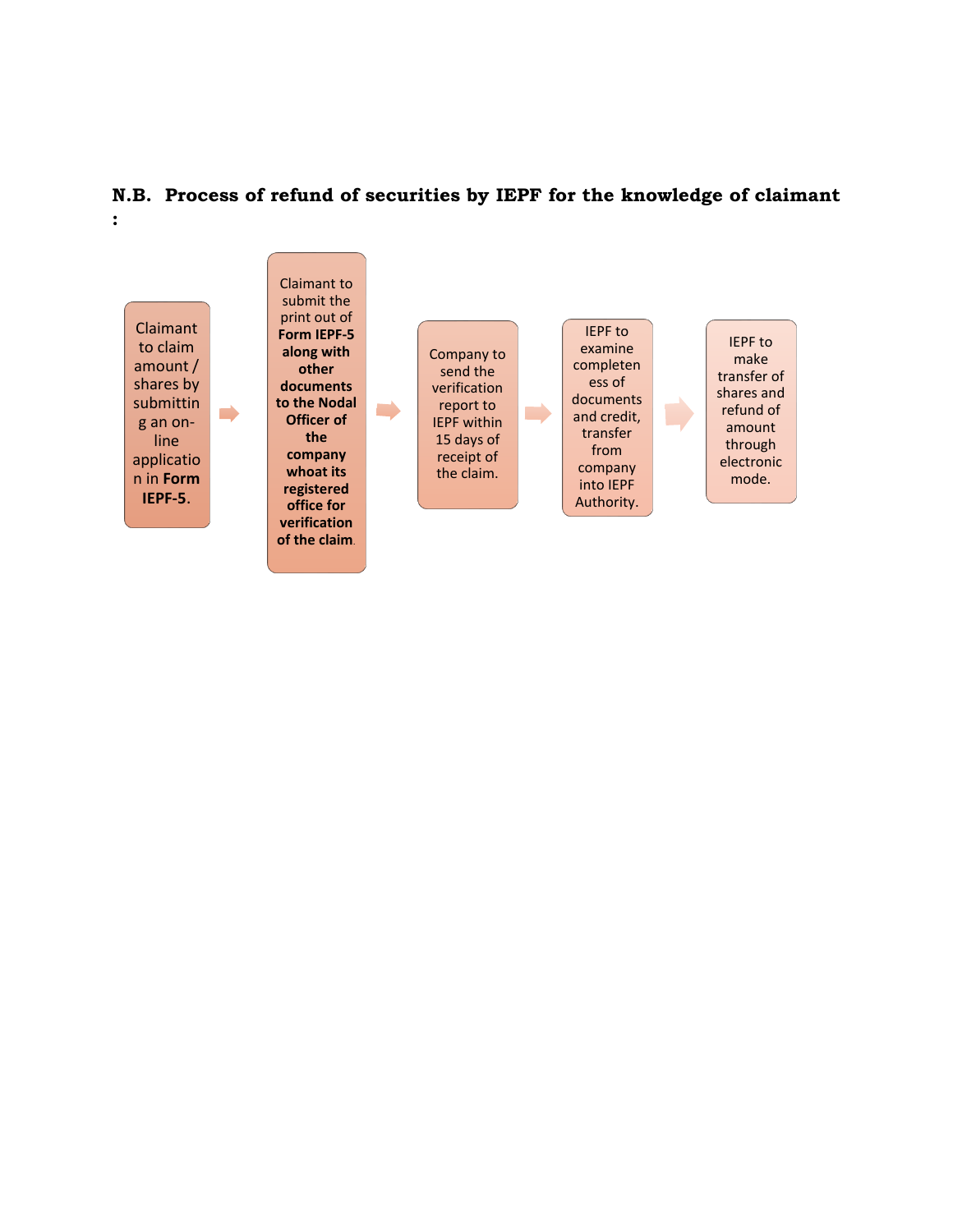**N.B. Process of refund of securities by IEPF for the knowledge of claimant :**

Claimant to claim amount / shares by submitting an on-line application in **Form IEPF-5**.

Claimant to submit the print out of **Form IEPF-5 along with other documents to the Nodal Officer of the company whoat its registered office for verification of the claim**.

Company to send the verification report to IEPF within 15 days of receipt of the claim.

IEPF to examine completeness of documents and credit, transfer from company into IEPF Authority.

IEPF to make transfer of shares and refund of amount through electronic mode.